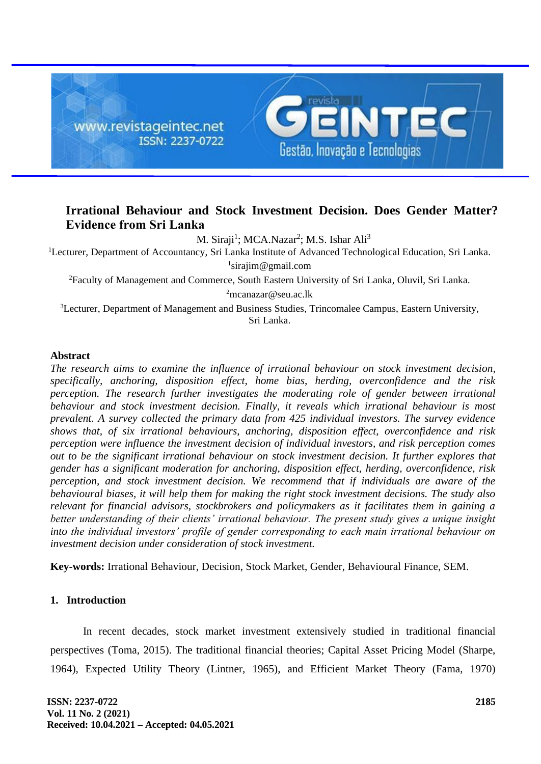# Irrational Behaviour and Stock Investment Decision. Does Gender Matter? Evidence from Sri Lanka

M. Siraji[1]; MCA.Nazar[2]; M.S. Ishar Ali[3]

[1]Lecturer, Department of Accountancy, Sri Lanka Institute of Advanced Technological Education, Sri Lanka.
[1]sirajim@gmail.com

[2]Faculty of Management and Commerce, South Eastern University of Sri Lanka, Oluvil, Sri Lanka.
[2]mcanazar@seu.ac.lk

[3]Lecturer, Department of Management and Business Studies, Trincomalee Campus, Eastern University, Sri Lanka.

## Abstract

*The research aims to examine the influence of irrational behaviour on stock investment decision, specifically, anchoring, disposition effect, home bias, herding, overconfidence and the risk perception. The research further investigates the moderating role of gender between irrational behaviour and stock investment decision. Finally, it reveals which irrational behaviour is most prevalent. A survey collected the primary data from 425 individual investors. The survey evidence shows that, of six irrational behaviours, anchoring, disposition effect, overconfidence and risk perception were influence the investment decision of individual investors, and risk perception comes out to be the significant irrational behaviour on stock investment decision. It further explores that gender has a significant moderation for anchoring, disposition effect, herding, overconfidence, risk perception, and stock investment decision. We recommend that if individuals are aware of the behavioural biases, it will help them for making the right stock investment decisions. The study also relevant for financial advisors, stockbrokers and policymakers as it facilitates them in gaining a better understanding of their clients' irrational behaviour. The present study gives a unique insight into the individual investors' profile of gender corresponding to each main irrational behaviour on investment decision under consideration of stock investment.*

**Key-words:** Irrational Behaviour, Decision, Stock Market, Gender, Behavioural Finance, SEM.

## 1. Introduction

In recent decades, stock market investment extensively studied in traditional financial perspectives (Toma, 2015). The traditional financial theories; Capital Asset Pricing Model (Sharpe, 1964), Expected Utility Theory (Lintner, 1965), and Efficient Market Theory (Fama, 1970)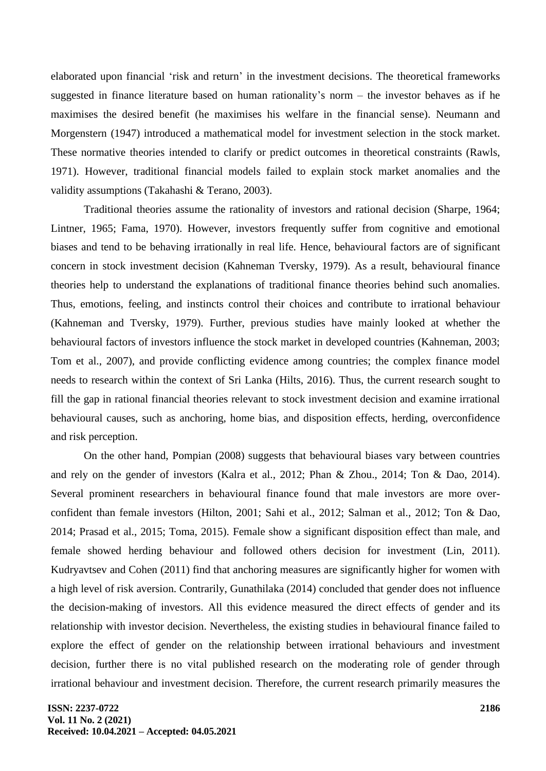elaborated upon financial 'risk and return' in the investment decisions. The theoretical frameworks suggested in finance literature based on human rationality's norm – the investor behaves as if he maximises the desired benefit (he maximises his welfare in the financial sense). Neumann and Morgenstern (1947) introduced a mathematical model for investment selection in the stock market. These normative theories intended to clarify or predict outcomes in theoretical constraints (Rawls, 1971). However, traditional financial models failed to explain stock market anomalies and the validity assumptions (Takahashi & Terano, 2003).

Traditional theories assume the rationality of investors and rational decision (Sharpe, 1964; Lintner, 1965; Fama, 1970). However, investors frequently suffer from cognitive and emotional biases and tend to be behaving irrationally in real life. Hence, behavioural factors are of significant concern in stock investment decision (Kahneman Tversky, 1979). As a result, behavioural finance theories help to understand the explanations of traditional finance theories behind such anomalies. Thus, emotions, feeling, and instincts control their choices and contribute to irrational behaviour (Kahneman and Tversky, 1979). Further, previous studies have mainly looked at whether the behavioural factors of investors influence the stock market in developed countries (Kahneman, 2003; Tom et al., 2007), and provide conflicting evidence among countries; the complex finance model needs to research within the context of Sri Lanka (Hilts, 2016). Thus, the current research sought to fill the gap in rational financial theories relevant to stock investment decision and examine irrational behavioural causes, such as anchoring, home bias, and disposition effects, herding, overconfidence and risk perception.

On the other hand, Pompian (2008) suggests that behavioural biases vary between countries and rely on the gender of investors (Kalra et al., 2012; Phan & Zhou., 2014; Ton & Dao, 2014). Several prominent researchers in behavioural finance found that male investors are more over-confident than female investors (Hilton, 2001; Sahi et al., 2012; Salman et al., 2012; Ton & Dao, 2014; Prasad et al., 2015; Toma, 2015). Female show a significant disposition effect than male, and female showed herding behaviour and followed others decision for investment (Lin, 2011). Kudryavtsev and Cohen (2011) find that anchoring measures are significantly higher for women with a high level of risk aversion. Contrarily, Gunathilaka (2014) concluded that gender does not influence the decision-making of investors. All this evidence measured the direct effects of gender and its relationship with investor decision. Nevertheless, the existing studies in behavioural finance failed to explore the effect of gender on the relationship between irrational behaviours and investment decision, further there is no vital published research on the moderating role of gender through irrational behaviour and investment decision. Therefore, the current research primarily measures the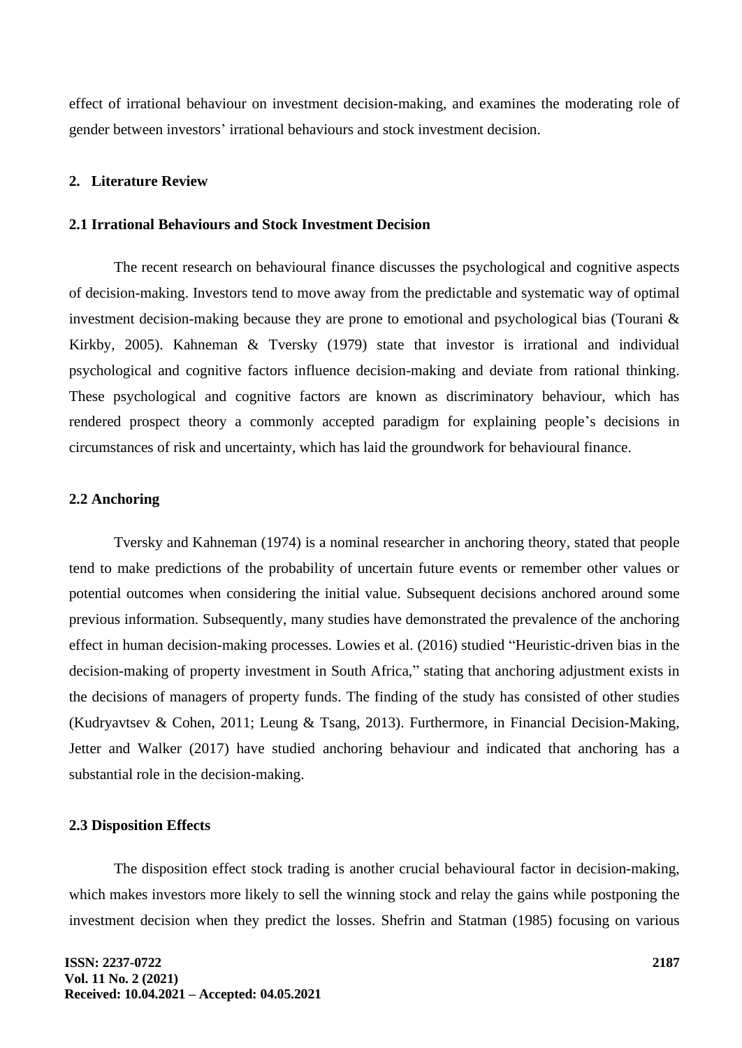effect of irrational behaviour on investment decision-making, and examines the moderating role of gender between investors' irrational behaviours and stock investment decision.

## 2. Literature Review

### 2.1 Irrational Behaviours and Stock Investment Decision

The recent research on behavioural finance discusses the psychological and cognitive aspects of decision-making. Investors tend to move away from the predictable and systematic way of optimal investment decision-making because they are prone to emotional and psychological bias (Tourani & Kirkby, 2005). Kahneman & Tversky (1979) state that investor is irrational and individual psychological and cognitive factors influence decision-making and deviate from rational thinking. These psychological and cognitive factors are known as discriminatory behaviour, which has rendered prospect theory a commonly accepted paradigm for explaining people's decisions in circumstances of risk and uncertainty, which has laid the groundwork for behavioural finance.

### 2.2 Anchoring

Tversky and Kahneman (1974) is a nominal researcher in anchoring theory, stated that people tend to make predictions of the probability of uncertain future events or remember other values or potential outcomes when considering the initial value. Subsequent decisions anchored around some previous information. Subsequently, many studies have demonstrated the prevalence of the anchoring effect in human decision-making processes. Lowies et al. (2016) studied "Heuristic-driven bias in the decision-making of property investment in South Africa," stating that anchoring adjustment exists in the decisions of managers of property funds. The finding of the study has consisted of other studies (Kudryavtsev & Cohen, 2011; Leung & Tsang, 2013). Furthermore, in Financial Decision-Making, Jetter and Walker (2017) have studied anchoring behaviour and indicated that anchoring has a substantial role in the decision-making.

### 2.3 Disposition Effects

The disposition effect stock trading is another crucial behavioural factor in decision-making, which makes investors more likely to sell the winning stock and relay the gains while postponing the investment decision when they predict the losses. Shefrin and Statman (1985) focusing on various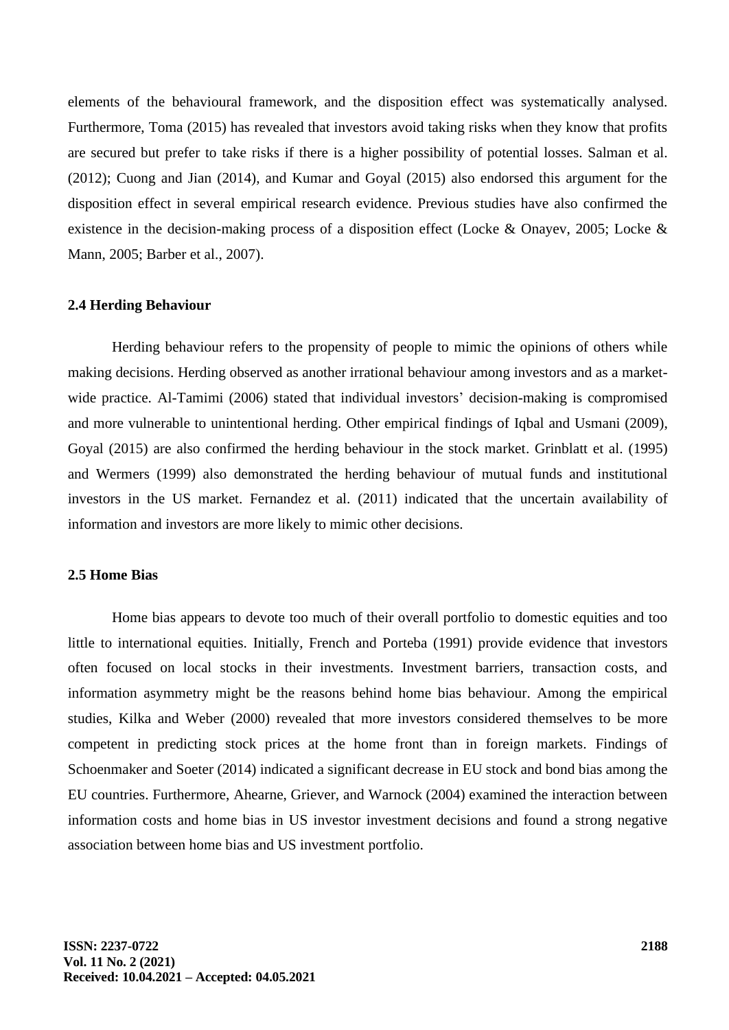elements of the behavioural framework, and the disposition effect was systematically analysed. Furthermore, Toma (2015) has revealed that investors avoid taking risks when they know that profits are secured but prefer to take risks if there is a higher possibility of potential losses. Salman et al. (2012); Cuong and Jian (2014), and Kumar and Goyal (2015) also endorsed this argument for the disposition effect in several empirical research evidence. Previous studies have also confirmed the existence in the decision-making process of a disposition effect (Locke & Onayev, 2005; Locke & Mann, 2005; Barber et al., 2007).

### 2.4 Herding Behaviour

Herding behaviour refers to the propensity of people to mimic the opinions of others while making decisions. Herding observed as another irrational behaviour among investors and as a market-wide practice. Al-Tamimi (2006) stated that individual investors' decision-making is compromised and more vulnerable to unintentional herding. Other empirical findings of Iqbal and Usmani (2009), Goyal (2015) are also confirmed the herding behaviour in the stock market. Grinblatt et al. (1995) and Wermers (1999) also demonstrated the herding behaviour of mutual funds and institutional investors in the US market. Fernandez et al. (2011) indicated that the uncertain availability of information and investors are more likely to mimic other decisions.

### 2.5 Home Bias

Home bias appears to devote too much of their overall portfolio to domestic equities and too little to international equities. Initially, French and Porteba (1991) provide evidence that investors often focused on local stocks in their investments. Investment barriers, transaction costs, and information asymmetry might be the reasons behind home bias behaviour. Among the empirical studies, Kilka and Weber (2000) revealed that more investors considered themselves to be more competent in predicting stock prices at the home front than in foreign markets. Findings of Schoenmaker and Soeter (2014) indicated a significant decrease in EU stock and bond bias among the EU countries. Furthermore, Ahearne, Griever, and Warnock (2004) examined the interaction between information costs and home bias in US investor investment decisions and found a strong negative association between home bias and US investment portfolio.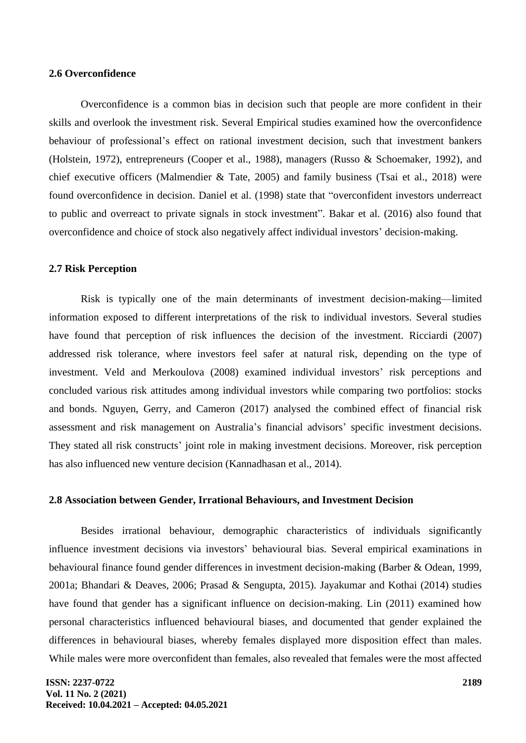### 2.6 Overconfidence

Overconfidence is a common bias in decision such that people are more confident in their skills and overlook the investment risk. Several Empirical studies examined how the overconfidence behaviour of professional's effect on rational investment decision, such that investment bankers (Holstein, 1972), entrepreneurs (Cooper et al., 1988), managers (Russo & Schoemaker, 1992), and chief executive officers (Malmendier & Tate, 2005) and family business (Tsai et al., 2018) were found overconfidence in decision. Daniel et al. (1998) state that "overconfident investors underreact to public and overreact to private signals in stock investment". Bakar et al. (2016) also found that overconfidence and choice of stock also negatively affect individual investors' decision-making.

### 2.7 Risk Perception

Risk is typically one of the main determinants of investment decision-making—limited information exposed to different interpretations of the risk to individual investors. Several studies have found that perception of risk influences the decision of the investment. Ricciardi (2007) addressed risk tolerance, where investors feel safer at natural risk, depending on the type of investment. Veld and Merkoulova (2008) examined individual investors' risk perceptions and concluded various risk attitudes among individual investors while comparing two portfolios: stocks and bonds. Nguyen, Gerry, and Cameron (2017) analysed the combined effect of financial risk assessment and risk management on Australia's financial advisors' specific investment decisions. They stated all risk constructs' joint role in making investment decisions. Moreover, risk perception has also influenced new venture decision (Kannadhasan et al., 2014).

### 2.8 Association between Gender, Irrational Behaviours, and Investment Decision

Besides irrational behaviour, demographic characteristics of individuals significantly influence investment decisions via investors' behavioural bias. Several empirical examinations in behavioural finance found gender differences in investment decision-making (Barber & Odean, 1999, 2001a; Bhandari & Deaves, 2006; Prasad & Sengupta, 2015). Jayakumar and Kothai (2014) studies have found that gender has a significant influence on decision-making. Lin (2011) examined how personal characteristics influenced behavioural biases, and documented that gender explained the differences in behavioural biases, whereby females displayed more disposition effect than males. While males were more overconfident than females, also revealed that females were the most affected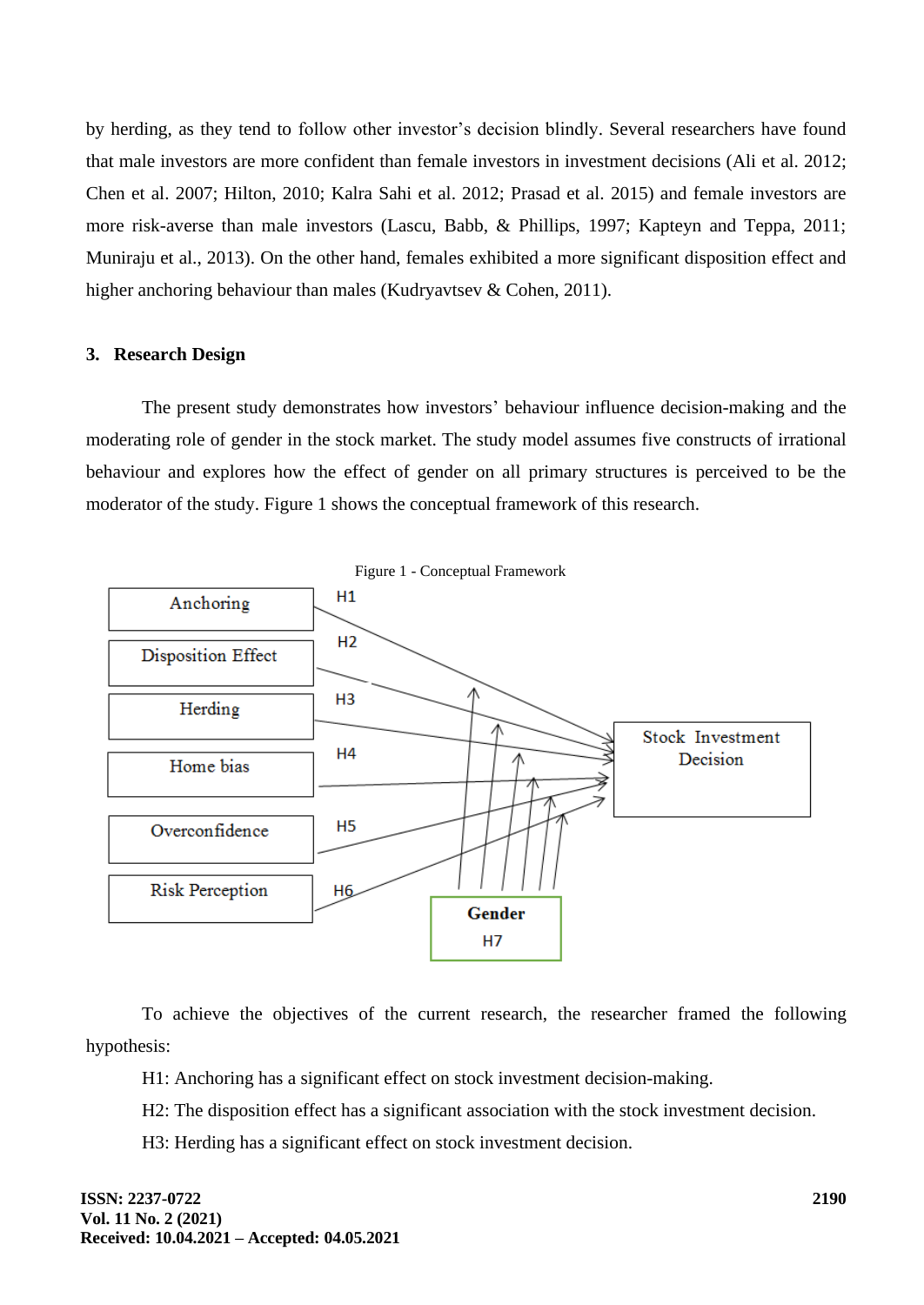by herding, as they tend to follow other investor's decision blindly. Several researchers have found that male investors are more confident than female investors in investment decisions (Ali et al. 2012; Chen et al. 2007; Hilton, 2010; Kalra Sahi et al. 2012; Prasad et al. 2015) and female investors are more risk-averse than male investors (Lascu, Babb, & Phillips, 1997; Kapteyn and Teppa, 2011; Muniraju et al., 2013). On the other hand, females exhibited a more significant disposition effect and higher anchoring behaviour than males (Kudryavtsev & Cohen, 2011).

## 3. Research Design

The present study demonstrates how investors' behaviour influence decision-making and the moderating role of gender in the stock market. The study model assumes five constructs of irrational behaviour and explores how the effect of gender on all primary structures is perceived to be the moderator of the study. Figure 1 shows the conceptual framework of this research.

Figure 1 - Conceptual Framework

To achieve the objectives of the current research, the researcher framed the following hypothesis:

H1: Anchoring has a significant effect on stock investment decision-making.

H2: The disposition effect has a significant association with the stock investment decision.

H3: Herding has a significant effect on stock investment decision.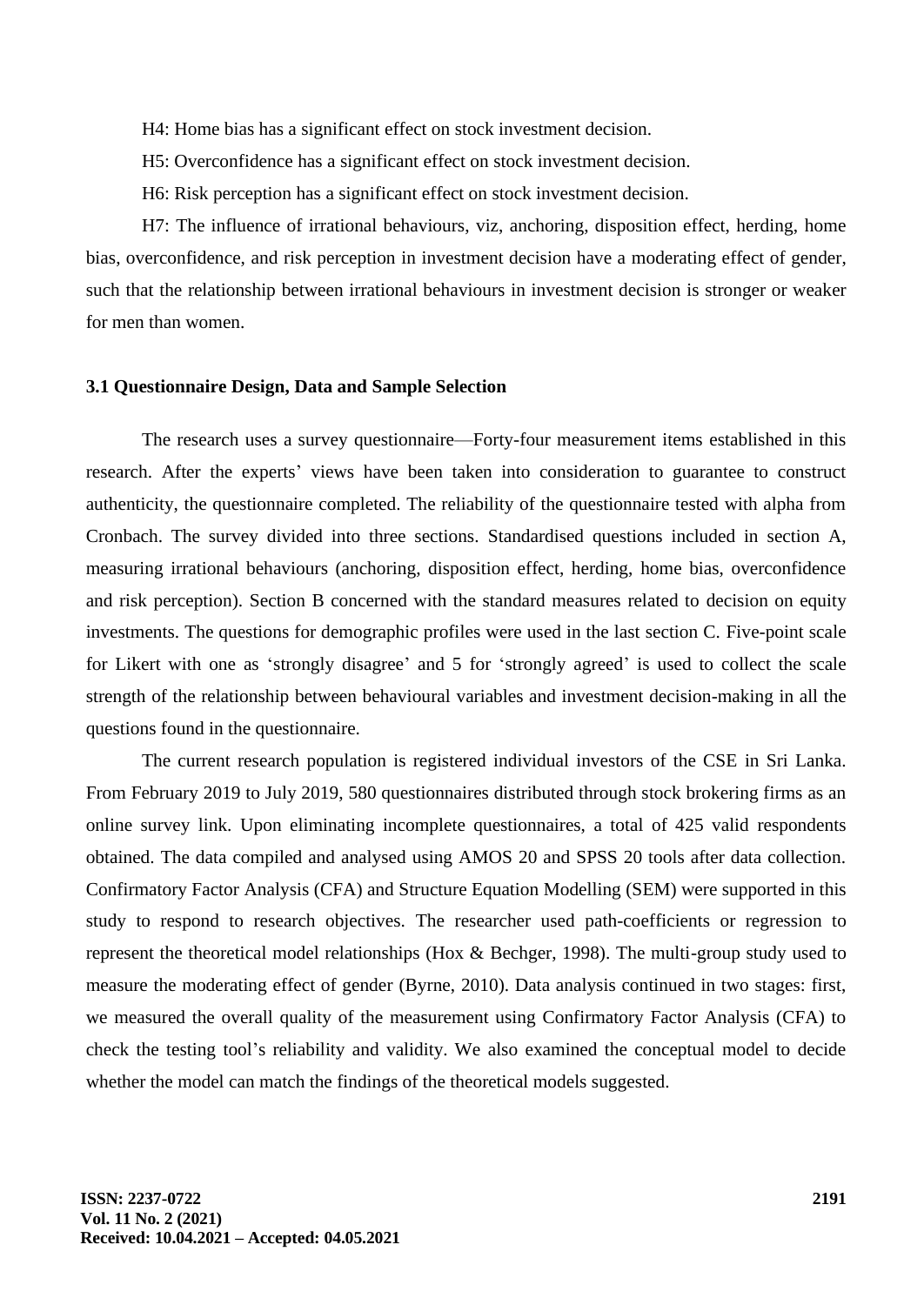H4: Home bias has a significant effect on stock investment decision.

H5: Overconfidence has a significant effect on stock investment decision.

H6: Risk perception has a significant effect on stock investment decision.

H7: The influence of irrational behaviours, viz, anchoring, disposition effect, herding, home bias, overconfidence, and risk perception in investment decision have a moderating effect of gender, such that the relationship between irrational behaviours in investment decision is stronger or weaker for men than women.

### 3.1 Questionnaire Design, Data and Sample Selection

The research uses a survey questionnaire—Forty-four measurement items established in this research. After the experts' views have been taken into consideration to guarantee to construct authenticity, the questionnaire completed. The reliability of the questionnaire tested with alpha from Cronbach. The survey divided into three sections. Standardised questions included in section A, measuring irrational behaviours (anchoring, disposition effect, herding, home bias, overconfidence and risk perception). Section B concerned with the standard measures related to decision on equity investments. The questions for demographic profiles were used in the last section C. Five-point scale for Likert with one as 'strongly disagree' and 5 for 'strongly agreed' is used to collect the scale strength of the relationship between behavioural variables and investment decision-making in all the questions found in the questionnaire.

The current research population is registered individual investors of the CSE in Sri Lanka. From February 2019 to July 2019, 580 questionnaires distributed through stock brokering firms as an online survey link. Upon eliminating incomplete questionnaires, a total of 425 valid respondents obtained. The data compiled and analysed using AMOS 20 and SPSS 20 tools after data collection. Confirmatory Factor Analysis (CFA) and Structure Equation Modelling (SEM) were supported in this study to respond to research objectives. The researcher used path-coefficients or regression to represent the theoretical model relationships (Hox & Bechger, 1998). The multi-group study used to measure the moderating effect of gender (Byrne, 2010). Data analysis continued in two stages: first, we measured the overall quality of the measurement using Confirmatory Factor Analysis (CFA) to check the testing tool's reliability and validity. We also examined the conceptual model to decide whether the model can match the findings of the theoretical models suggested.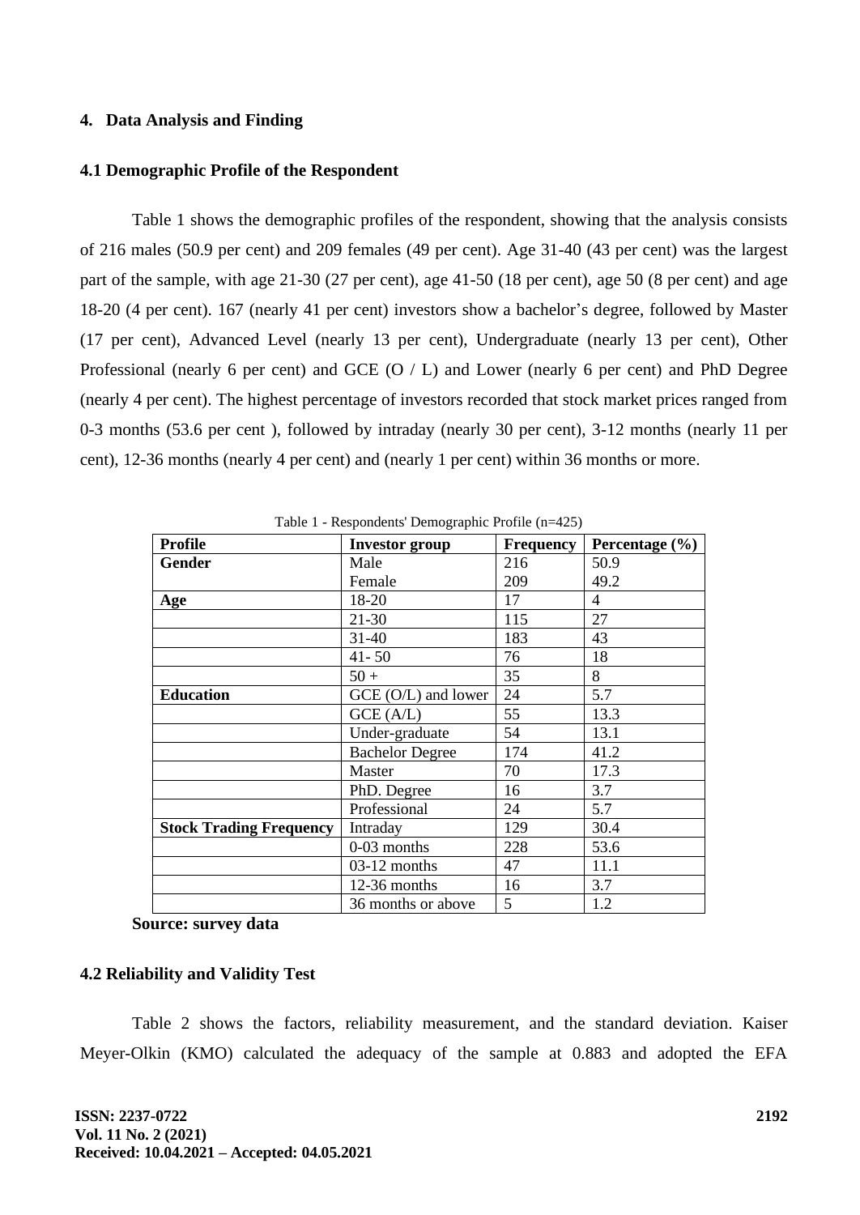## 4. Data Analysis and Finding

### 4.1 Demographic Profile of the Respondent

Table 1 shows the demographic profiles of the respondent, showing that the analysis consists of 216 males (50.9 per cent) and 209 females (49 per cent). Age 31-40 (43 per cent) was the largest part of the sample, with age 21-30 (27 per cent), age 41-50 (18 per cent), age 50 (8 per cent) and age 18-20 (4 per cent). 167 (nearly 41 per cent) investors show a bachelor's degree, followed by Master (17 per cent), Advanced Level (nearly 13 per cent), Undergraduate (nearly 13 per cent), Other Professional (nearly 6 per cent) and GCE (O / L) and Lower (nearly 6 per cent) and PhD Degree (nearly 4 per cent). The highest percentage of investors recorded that stock market prices ranged from 0-3 months (53.6 per cent ), followed by intraday (nearly 30 per cent), 3-12 months (nearly 11 per cent), 12-36 months (nearly 4 per cent) and (nearly 1 per cent) within 36 months or more.

Table 1 - Respondents' Demographic Profile (n=425)

| Profile | Investor group | Frequency | Percentage (%) |
|---|---|---|---|
| **Gender** | Male | 216 | 50.9 |
| | Female | 209 | 49.2 |
| **Age** | 18-20 | 17 | 4 |
| | 21-30 | 115 | 27 |
| | 31-40 | 183 | 43 |
| | 41- 50 | 76 | 18 |
| | 50 + | 35 | 8 |
| **Education** | GCE (O/L) and lower | 24 | 5.7 |
| | GCE (A/L) | 55 | 13.3 |
| | Under-graduate | 54 | 13.1 |
| | Bachelor Degree | 174 | 41.2 |
| | Master | 70 | 17.3 |
| | PhD. Degree | 16 | 3.7 |
| | Professional | 24 | 5.7 |
| **Stock Trading Frequency** | Intraday | 129 | 30.4 |
| | 0-03 months | 228 | 53.6 |
| | 03-12 months | 47 | 11.1 |
| | 12-36 months | 16 | 3.7 |
| | 36 months or above | 5 | 1.2 |

**Source: survey data**

### 4.2 Reliability and Validity Test

Table 2 shows the factors, reliability measurement, and the standard deviation. Kaiser Meyer-Olkin (KMO) calculated the adequacy of the sample at 0.883 and adopted the EFA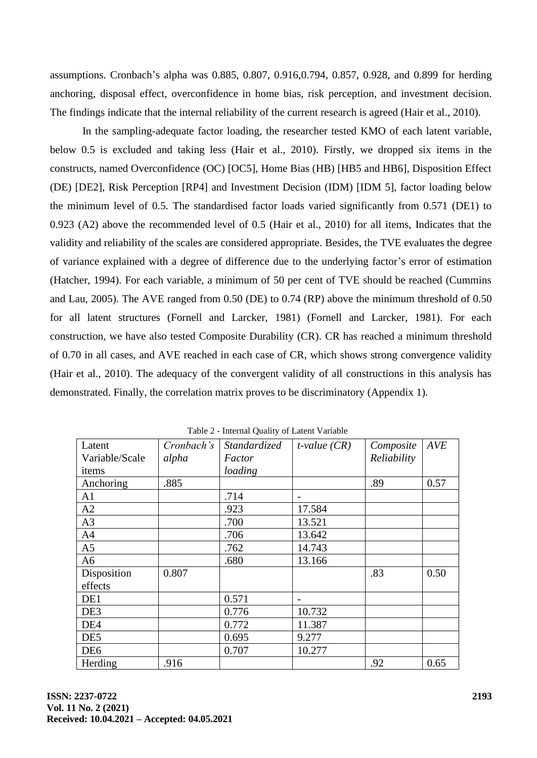assumptions. Cronbach's alpha was 0.885, 0.807, 0.916,0.794, 0.857, 0.928, and 0.899 for herding anchoring, disposal effect, overconfidence in home bias, risk perception, and investment decision. The findings indicate that the internal reliability of the current research is agreed (Hair et al., 2010).

In the sampling-adequate factor loading, the researcher tested KMO of each latent variable, below 0.5 is excluded and taking less (Hair et al., 2010). Firstly, we dropped six items in the constructs, named Overconfidence (OC) [OC5], Home Bias (HB) [HB5 and HB6], Disposition Effect (DE) [DE2], Risk Perception [RP4] and Investment Decision (IDM) [IDM 5], factor loading below the minimum level of 0.5. The standardised factor loads varied significantly from 0.571 (DE1) to 0.923 (A2) above the recommended level of 0.5 (Hair et al., 2010) for all items, Indicates that the validity and reliability of the scales are considered appropriate. Besides, the TVE evaluates the degree of variance explained with a degree of difference due to the underlying factor's error of estimation (Hatcher, 1994). For each variable, a minimum of 50 per cent of TVE should be reached (Cummins and Lau, 2005). The AVE ranged from 0.50 (DE) to 0.74 (RP) above the minimum threshold of 0.50 for all latent structures (Fornell and Larcker, 1981) (Fornell and Larcker, 1981). For each construction, we have also tested Composite Durability (CR). CR has reached a minimum threshold of 0.70 in all cases, and AVE reached in each case of CR, which shows strong convergence validity (Hair et al., 2010). The adequacy of the convergent validity of all constructions in this analysis has demonstrated. Finally, the correlation matrix proves to be discriminatory (Appendix 1).

Table 2 - Internal Quality of Latent Variable

| Latent Variable/Scale items | *Cronbach's alpha* | *Standardized Factor loading* | *t-value (CR)* | *Composite Reliability* | *AVE* |
|---|---|---|---|---|---|
| Anchoring | .885 | | | .89 | 0.57 |
| A1 | | .714 | - | | |
| A2 | | .923 | 17.584 | | |
| A3 | | .700 | 13.521 | | |
| A4 | | .706 | 13.642 | | |
| A5 | | .762 | 14.743 | | |
| A6 | | .680 | 13.166 | | |
| Disposition effects | 0.807 | | | .83 | 0.50 |
| DE1 | | 0.571 | - | | |
| DE3 | | 0.776 | 10.732 | | |
| DE4 | | 0.772 | 11.387 | | |
| DE5 | | 0.695 | 9.277 | | |
| DE6 | | 0.707 | 10.277 | | |
| Herding | .916 | | | .92 | 0.65 |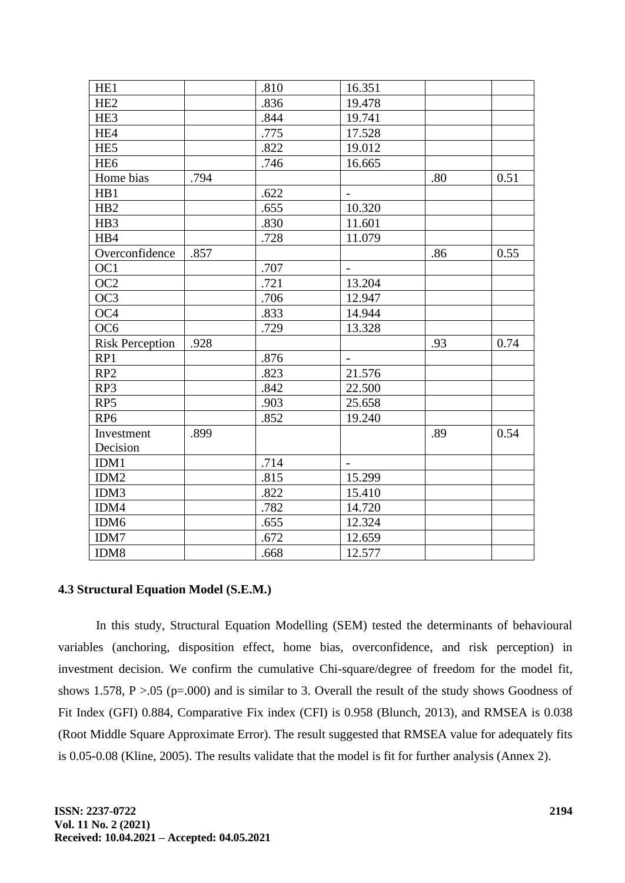| | | | | | |
|---|---|---|---|---|---|
| HE1 | | .810 | 16.351 | | |
| HE2 | | .836 | 19.478 | | |
| HE3 | | .844 | 19.741 | | |
| HE4 | | .775 | 17.528 | | |
| HE5 | | .822 | 19.012 | | |
| HE6 | | .746 | 16.665 | | |
| Home bias | .794 | | | .80 | 0.51 |
| HB1 | | .622 | - | | |
| HB2 | | .655 | 10.320 | | |
| HB3 | | .830 | 11.601 | | |
| HB4 | | .728 | 11.079 | | |
| Overconfidence | .857 | | | .86 | 0.55 |
| OC1 | | .707 | - | | |
| OC2 | | .721 | 13.204 | | |
| OC3 | | .706 | 12.947 | | |
| OC4 | | .833 | 14.944 | | |
| OC6 | | .729 | 13.328 | | |
| Risk Perception | .928 | | | .93 | 0.74 |
| RP1 | | .876 | - | | |
| RP2 | | .823 | 21.576 | | |
| RP3 | | .842 | 22.500 | | |
| RP5 | | .903 | 25.658 | | |
| RP6 | | .852 | 19.240 | | |
| Investment Decision | .899 | | | .89 | 0.54 |
| IDM1 | | .714 | - | | |
| IDM2 | | .815 | 15.299 | | |
| IDM3 | | .822 | 15.410 | | |
| IDM4 | | .782 | 14.720 | | |
| IDM6 | | .655 | 12.324 | | |
| IDM7 | | .672 | 12.659 | | |
| IDM8 | | .668 | 12.577 | | |

### 4.3 Structural Equation Model (S.E.M.)

In this study, Structural Equation Modelling (SEM) tested the determinants of behavioural variables (anchoring, disposition effect, home bias, overconfidence, and risk perception) in investment decision. We confirm the cumulative Chi-square/degree of freedom for the model fit, shows 1.578, P >.05 (p=.000) and is similar to 3. Overall the result of the study shows Goodness of Fit Index (GFI) 0.884, Comparative Fix index (CFI) is 0.958 (Blunch, 2013), and RMSEA is 0.038 (Root Middle Square Approximate Error). The result suggested that RMSEA value for adequately fits is 0.05-0.08 (Kline, 2005). The results validate that the model is fit for further analysis (Annex 2).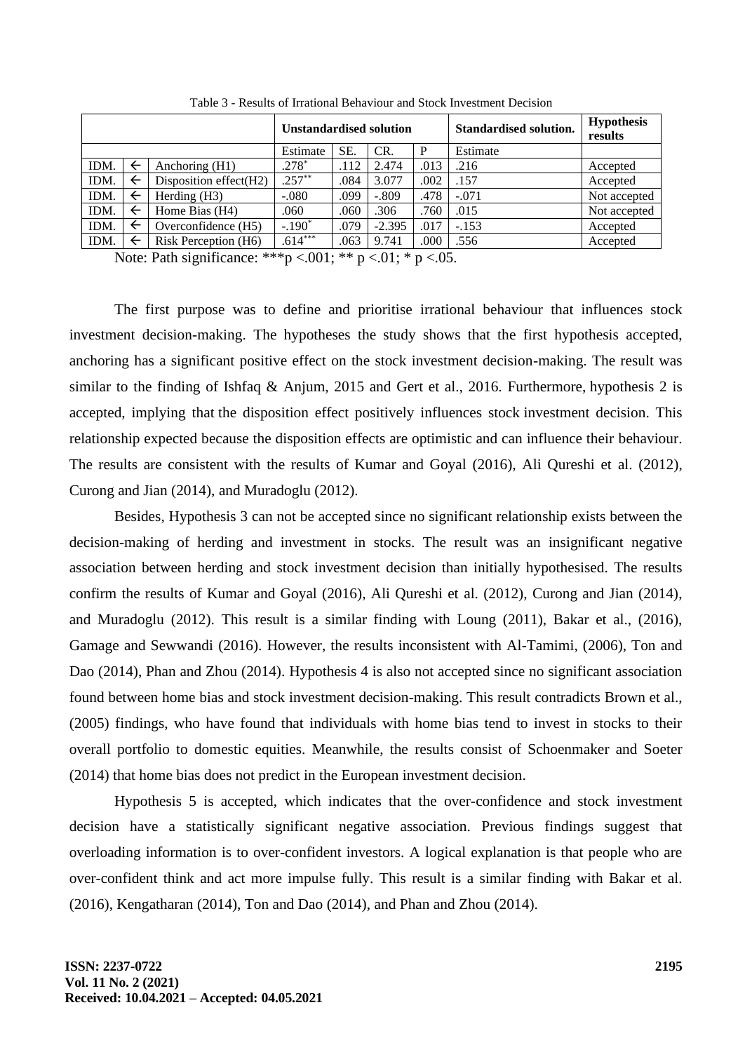Table 3 - Results of Irrational Behaviour and Stock Investment Decision

| | | | **Unstandardised solution** | | | | **Standardised solution.** | **Hypothesis results** |
|---|---|---|---|---|---|---|---|---|
| | | | Estimate | SE. | CR. | P | Estimate | |
| IDM. | ← | Anchoring (H1) | $.278^{*}$ | .112 | 2.474 | .013 | .216 | Accepted |
| IDM. | ← | Disposition effect(H2) | $.257^{**}$ | .084 | 3.077 | .002 | .157 | Accepted |
| IDM. | ← | Herding (H3) | -.080 | .099 | -.809 | .478 | -.071 | Not accepted |
| IDM. | ← | Home Bias (H4) | .060 | .060 | .306 | .760 | .015 | Not accepted |
| IDM. | ← | Overconfidence (H5) | $-.190^{*}$ | .079 | -2.395 | .017 | -.153 | Accepted |
| IDM. | ← | Risk Perception (H6) | $.614^{***}$ | .063 | 9.741 | .000 | .556 | Accepted |

Note: Path significance: ***p <.001; ** p <.01; * p <.05.

The first purpose was to define and prioritise irrational behaviour that influences stock investment decision-making. The hypotheses the study shows that the first hypothesis accepted, anchoring has a significant positive effect on the stock investment decision-making. The result was similar to the finding of Ishfaq & Anjum, 2015 and Gert et al., 2016. Furthermore, hypothesis 2 is accepted, implying that the disposition effect positively influences stock investment decision. This relationship expected because the disposition effects are optimistic and can influence their behaviour. The results are consistent with the results of Kumar and Goyal (2016), Ali Qureshi et al. (2012), Curong and Jian (2014), and Muradoglu (2012).

Besides, Hypothesis 3 can not be accepted since no significant relationship exists between the decision-making of herding and investment in stocks. The result was an insignificant negative association between herding and stock investment decision than initially hypothesised. The results confirm the results of Kumar and Goyal (2016), Ali Qureshi et al. (2012), Curong and Jian (2014), and Muradoglu (2012). This result is a similar finding with Loung (2011), Bakar et al., (2016), Gamage and Sewwandi (2016). However, the results inconsistent with Al-Tamimi, (2006), Ton and Dao (2014), Phan and Zhou (2014). Hypothesis 4 is also not accepted since no significant association found between home bias and stock investment decision-making. This result contradicts Brown et al., (2005) findings, who have found that individuals with home bias tend to invest in stocks to their overall portfolio to domestic equities. Meanwhile, the results consist of Schoenmaker and Soeter (2014) that home bias does not predict in the European investment decision.

Hypothesis 5 is accepted, which indicates that the over-confidence and stock investment decision have a statistically significant negative association. Previous findings suggest that overloading information is to over-confident investors. A logical explanation is that people who are over-confident think and act more impulse fully. This result is a similar finding with Bakar et al. (2016), Kengatharan (2014), Ton and Dao (2014), and Phan and Zhou (2014).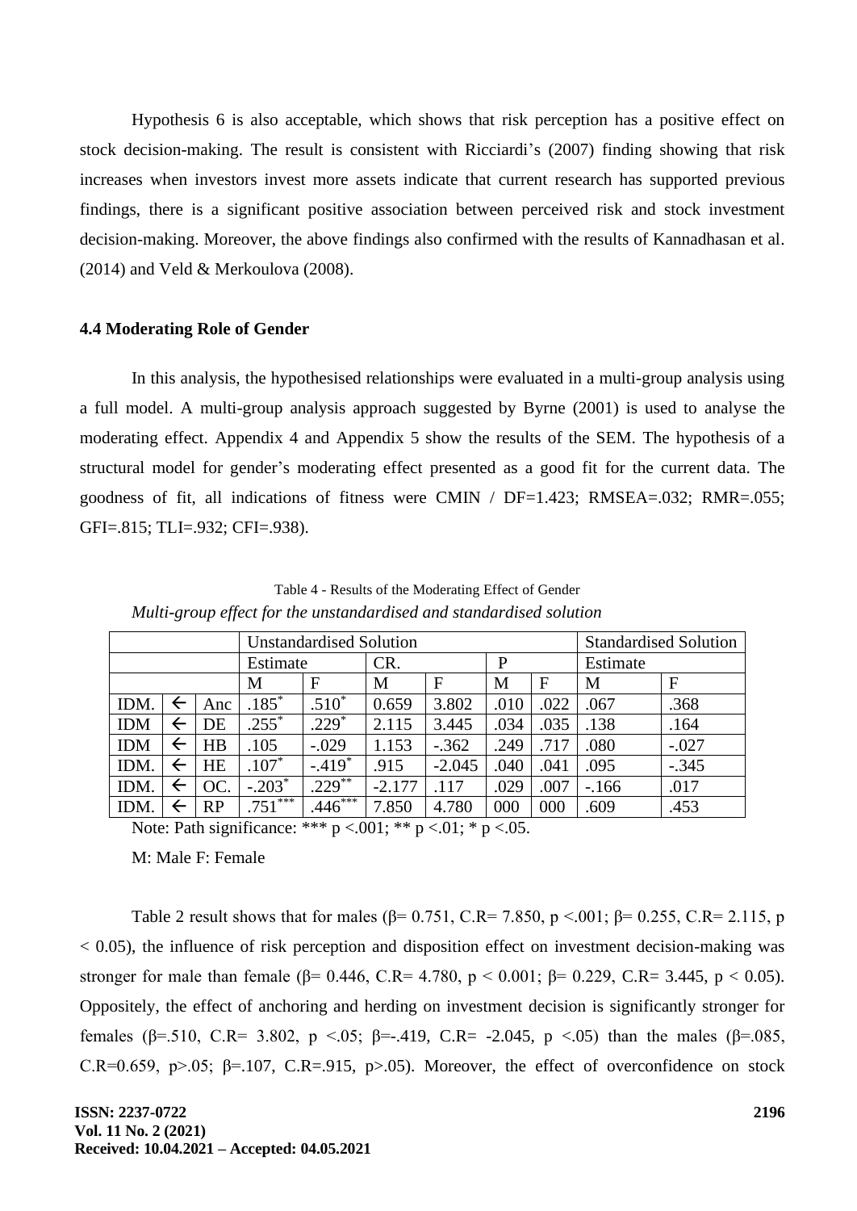Hypothesis 6 is also acceptable, which shows that risk perception has a positive effect on stock decision-making. The result is consistent with Ricciardi's (2007) finding showing that risk increases when investors invest more assets indicate that current research has supported previous findings, there is a significant positive association between perceived risk and stock investment decision-making. Moreover, the above findings also confirmed with the results of Kannadhasan et al. (2014) and Veld & Merkoulova (2008).

### 4.4 Moderating Role of Gender

In this analysis, the hypothesised relationships were evaluated in a multi-group analysis using a full model. A multi-group analysis approach suggested by Byrne (2001) is used to analyse the moderating effect. Appendix 4 and Appendix 5 show the results of the SEM. The hypothesis of a structural model for gender's moderating effect presented as a good fit for the current data. The goodness of fit, all indications of fitness were CMIN / DF=1.423; RMSEA=.032; RMR=.055; GFI=.815; TLI=.932; CFI=.938).

Table 4 - Results of the Moderating Effect of Gender

*Multi-group effect for the unstandardised and standardised solution*

| | | | Unstandardised Solution | | | | | | Standardised Solution | |
|---|---|---|---|---|---|---|---|---|---|---|
| | | | Estimate | | CR. | | P | | Estimate | |
| | | | M | F | M | F | M | F | M | F |
| IDM. | ← | Anc | .185* | .510* | 0.659 | 3.802 | .010 | .022 | .067 | .368 |
| IDM | ← | DE | .255* | .229* | 2.115 | 3.445 | .034 | .035 | .138 | .164 |
| IDM | ← | HB | .105 | -.029 | 1.153 | -.362 | .249 | .717 | .080 | -.027 |
| IDM. | ← | HE | .107* | -.419* | .915 | -2.045 | .040 | .041 | .095 | -.345 |
| IDM. | ← | OC. | -.203* | .229** | -2.177 | .117 | .029 | .007 | -.166 | .017 |
| IDM. | ← | RP | .751*** | .446*** | 7.850 | 4.780 | 000 | 000 | .609 | .453 |

Note: Path significance: *** p <.001; ** p <.01; * p <.05.

M: Male F: Female

Table 2 result shows that for males ($\beta$= 0.751, C.R= 7.850, p <.001; $\beta$= 0.255, C.R= 2.115, p < 0.05), the influence of risk perception and disposition effect on investment decision-making was stronger for male than female ($\beta$= 0.446, C.R= 4.780, p < 0.001; $\beta$= 0.229, C.R= 3.445, p < 0.05). Oppositely, the effect of anchoring and herding on investment decision is significantly stronger for females ($\beta$=.510, C.R= 3.802, p <.05; $\beta$=-.419, C.R= -2.045, p <.05) than the males ($\beta$=.085, C.R=0.659, p>.05; $\beta$=.107, C.R=.915, p>.05). Moreover, the effect of overconfidence on stock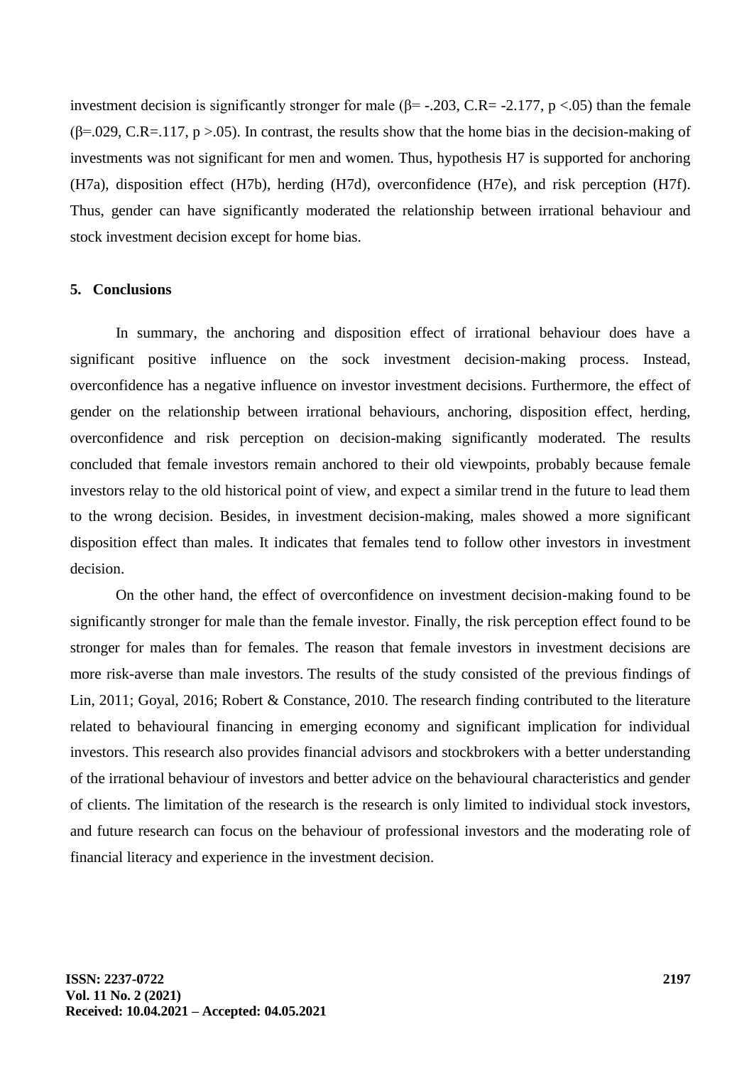investment decision is significantly stronger for male ($\beta = -.203$, C.R= -2.177, $p < .05$) than the female ($\beta = .029$, C.R=.117, $p > .05$). In contrast, the results show that the home bias in the decision-making of investments was not significant for men and women. Thus, hypothesis H7 is supported for anchoring (H7a), disposition effect (H7b), herding (H7d), overconfidence (H7e), and risk perception (H7f). Thus, gender can have significantly moderated the relationship between irrational behaviour and stock investment decision except for home bias.

## 5. Conclusions

In summary, the anchoring and disposition effect of irrational behaviour does have a significant positive influence on the sock investment decision-making process. Instead, overconfidence has a negative influence on investor investment decisions. Furthermore, the effect of gender on the relationship between irrational behaviours, anchoring, disposition effect, herding, overconfidence and risk perception on decision-making significantly moderated. The results concluded that female investors remain anchored to their old viewpoints, probably because female investors relay to the old historical point of view, and expect a similar trend in the future to lead them to the wrong decision. Besides, in investment decision-making, males showed a more significant disposition effect than males. It indicates that females tend to follow other investors in investment decision.

On the other hand, the effect of overconfidence on investment decision-making found to be significantly stronger for male than the female investor. Finally, the risk perception effect found to be stronger for males than for females. The reason that female investors in investment decisions are more risk-averse than male investors. The results of the study consisted of the previous findings of Lin, 2011; Goyal, 2016; Robert & Constance, 2010. The research finding contributed to the literature related to behavioural financing in emerging economy and significant implication for individual investors. This research also provides financial advisors and stockbrokers with a better understanding of the irrational behaviour of investors and better advice on the behavioural characteristics and gender of clients. The limitation of the research is the research is only limited to individual stock investors, and future research can focus on the behaviour of professional investors and the moderating role of financial literacy and experience in the investment decision.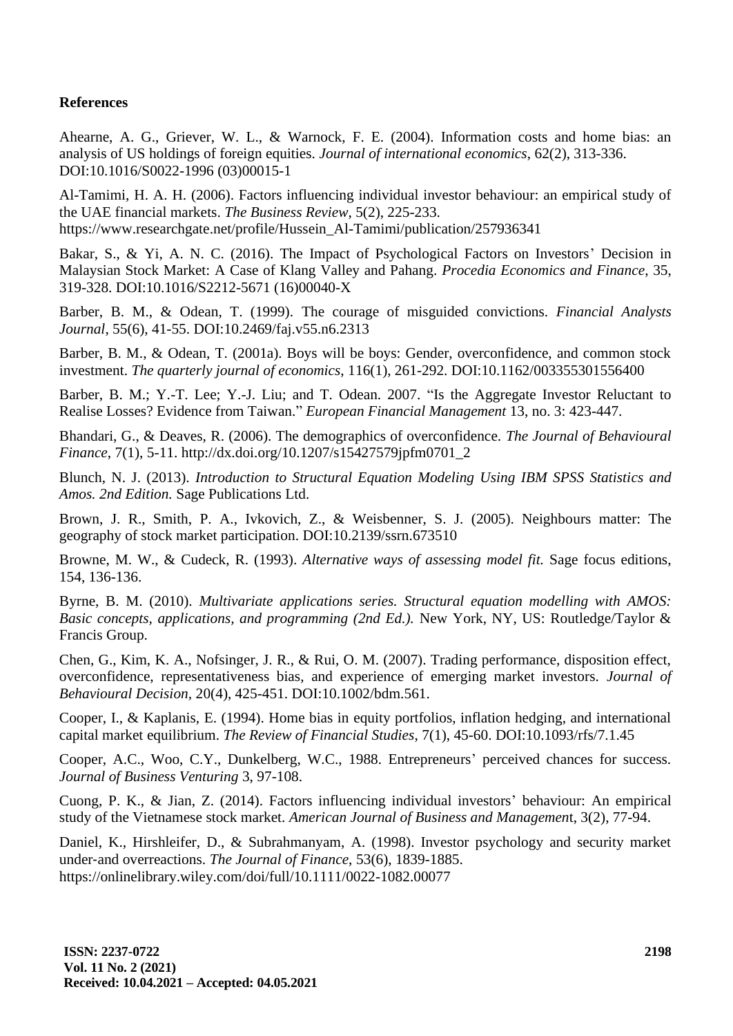**References**

Ahearne, A. G., Griever, W. L., & Warnock, F. E. (2004). Information costs and home bias: an analysis of US holdings of foreign equities. *Journal of international economics*, 62(2), 313-336. DOI:10.1016/S0022-1996 (03)00015-1

Al-Tamimi, H. A. H. (2006). Factors influencing individual investor behaviour: an empirical study of the UAE financial markets. *The Business Review*, 5(2), 225-233. https://www.researchgate.net/profile/Hussein_Al-Tamimi/publication/257936341

Bakar, S., & Yi, A. N. C. (2016). The Impact of Psychological Factors on Investors' Decision in Malaysian Stock Market: A Case of Klang Valley and Pahang. *Procedia Economics and Finance*, 35, 319-328. DOI:10.1016/S2212-5671 (16)00040-X

Barber, B. M., & Odean, T. (1999). The courage of misguided convictions. *Financial Analysts Journal*, 55(6), 41-55. DOI:10.2469/faj.v55.n6.2313

Barber, B. M., & Odean, T. (2001a). Boys will be boys: Gender, overconfidence, and common stock investment. *The quarterly journal of economics*, 116(1), 261-292. DOI:10.1162/003355301556400

Barber, B. M.; Y.-T. Lee; Y.-J. Liu; and T. Odean. 2007. "Is the Aggregate Investor Reluctant to Realise Losses? Evidence from Taiwan." *European Financial Management* 13, no. 3: 423-447.

Bhandari, G., & Deaves, R. (2006). The demographics of overconfidence. *The Journal of Behavioural Finance*, 7(1), 5-11. http://dx.doi.org/10.1207/s15427579jpfm0701_2

Blunch, N. J. (2013). *Introduction to Structural Equation Modeling Using IBM SPSS Statistics and Amos. 2nd Edition.* Sage Publications Ltd.

Brown, J. R., Smith, P. A., Ivkovich, Z., & Weisbenner, S. J. (2005). Neighbours matter: The geography of stock market participation. DOI:10.2139/ssrn.673510

Browne, M. W., & Cudeck, R. (1993). *Alternative ways of assessing model fit.* Sage focus editions, 154, 136-136.

Byrne, B. M. (2010). *Multivariate applications series. Structural equation modelling with AMOS: Basic concepts, applications, and programming (2nd Ed.).* New York, NY, US: Routledge/Taylor & Francis Group.

Chen, G., Kim, K. A., Nofsinger, J. R., & Rui, O. M. (2007). Trading performance, disposition effect, overconfidence, representativeness bias, and experience of emerging market investors. *Journal of Behavioural Decision*, 20(4), 425-451. DOI:10.1002/bdm.561.

Cooper, I., & Kaplanis, E. (1994). Home bias in equity portfolios, inflation hedging, and international capital market equilibrium. *The Review of Financial Studies*, 7(1), 45-60. DOI:10.1093/rfs/7.1.45

Cooper, A.C., Woo, C.Y., Dunkelberg, W.C., 1988. Entrepreneurs' perceived chances for success. *Journal of Business Venturing* 3, 97-108.

Cuong, P. K., & Jian, Z. (2014). Factors influencing individual investors' behaviour: An empirical study of the Vietnamese stock market. *American Journal of Business and Management*, 3(2), 77-94.

Daniel, K., Hirshleifer, D., & Subrahmanyam, A. (1998). Investor psychology and security market under-and overreactions. *The Journal of Finance*, 53(6), 1839-1885. https://onlinelibrary.wiley.com/doi/full/10.1111/0022-1082.00077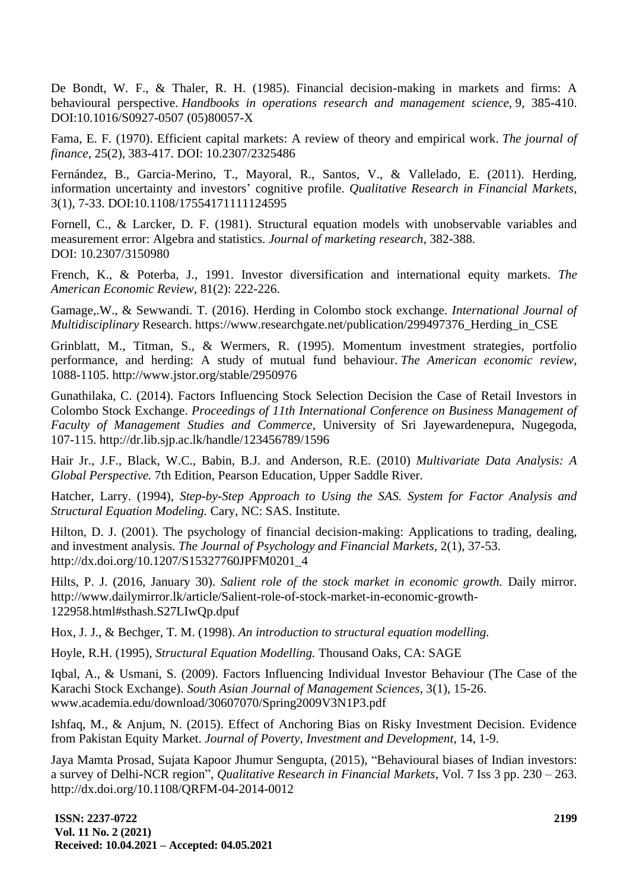De Bondt, W. F., & Thaler, R. H. (1985). Financial decision-making in markets and firms: A behavioural perspective. *Handbooks in operations research and management science*, 9, 385-410. DOI:10.1016/S0927-0507 (05)80057-X

Fama, E. F. (1970). Efficient capital markets: A review of theory and empirical work. *The journal of finance*, 25(2), 383-417. DOI: 10.2307/2325486

Fernández, B., Garcia-Merino, T., Mayoral, R., Santos, V., & Vallelado, E. (2011). Herding, information uncertainty and investors' cognitive profile. *Qualitative Research in Financial Markets*, 3(1), 7-33. DOI:10.1108/17554171111124595

Fornell, C., & Larcker, D. F. (1981). Structural equation models with unobservable variables and measurement error: Algebra and statistics. *Journal of marketing research*, 382-388. DOI: 10.2307/3150980

French, K., & Poterba, J., 1991. Investor diversification and international equity markets. *The American Economic Review,* 81(2): 222-226.

Gamage,.W., & Sewwandi. T. (2016). Herding in Colombo stock exchange. *International Journal of Multidisciplinary* Research. https://www.researchgate.net/publication/299497376_Herding_in_CSE

Grinblatt, M., Titman, S., & Wermers, R. (1995). Momentum investment strategies, portfolio performance, and herding: A study of mutual fund behaviour. *The American economic review*, 1088-1105. http://www.jstor.org/stable/2950976

Gunathilaka, C. (2014). Factors Influencing Stock Selection Decision the Case of Retail Investors in Colombo Stock Exchange. *Proceedings of 11th International Conference on Business Management of Faculty of Management Studies and Commerce*, University of Sri Jayewardenepura, Nugegoda, 107-115. http://dr.lib.sjp.ac.lk/handle/123456789/1596

Hair Jr., J.F., Black, W.C., Babin, B.J. and Anderson, R.E. (2010) *Multivariate Data Analysis: A Global Perspective.* 7th Edition, Pearson Education, Upper Saddle River.

Hatcher, Larry. (1994), *Step-by-Step Approach to Using the SAS. System for Factor Analysis and Structural Equation Modeling.* Cary, NC: SAS. Institute.

Hilton, D. J. (2001). The psychology of financial decision-making: Applications to trading, dealing, and investment analysis. *The Journal of Psychology and Financial Markets*, 2(1), 37-53. http://dx.doi.org/10.1207/S15327760JPFM0201_4

Hilts, P. J. (2016, January 30). *Salient role of the stock market in economic growth.* Daily mirror. http://www.dailymirror.lk/article/Salient-role-of-stock-market-in-economic-growth-122958.html#sthash.S27LIwQp.dpuf

Hox, J. J., & Bechger, T. M. (1998). *An introduction to structural equation modelling.*

Hoyle, R.H. (1995), *Structural Equation Modelling.* Thousand Oaks, CA: SAGE

Iqbal, A., & Usmani, S. (2009). Factors Influencing Individual Investor Behaviour (The Case of the Karachi Stock Exchange). *South Asian Journal of Management Sciences*, 3(1), 15-26. www.academia.edu/download/30607070/Spring2009V3N1P3.pdf

Ishfaq, M., & Anjum, N. (2015). Effect of Anchoring Bias on Risky Investment Decision. Evidence from Pakistan Equity Market. *Journal of Poverty, Investment and Development*, 14, 1-9.

Jaya Mamta Prosad, Sujata Kapoor Jhumur Sengupta, (2015), "Behavioural biases of Indian investors: a survey of Delhi-NCR region", *Qualitative Research in Financial Markets*, Vol. 7 Iss 3 pp. 230 – 263. http://dx.doi.org/10.1108/QRFM-04-2014-0012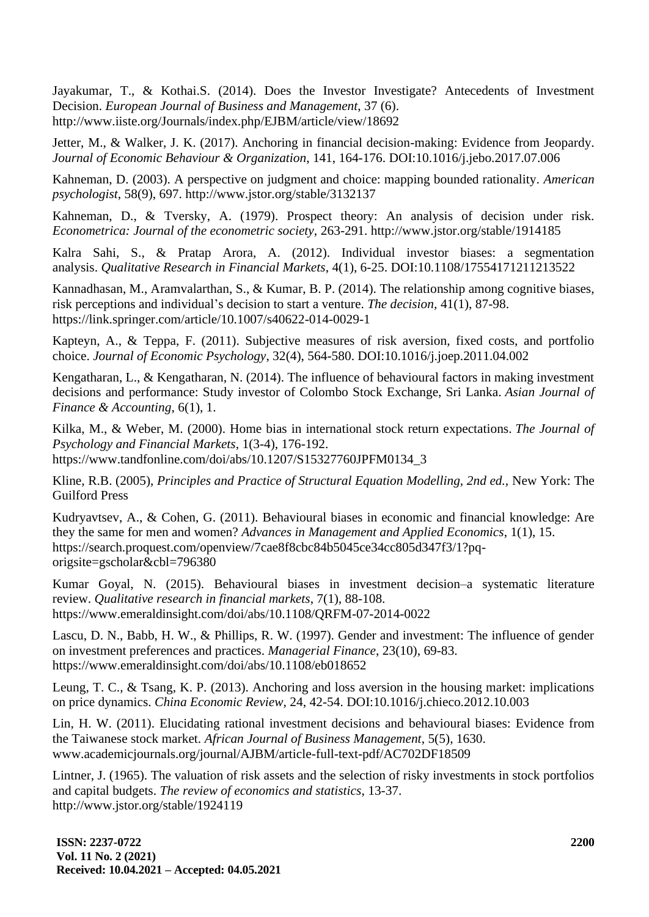Jayakumar, T., & Kothai.S. (2014). Does the Investor Investigate? Antecedents of Investment Decision. *European Journal of Business and Management*, 37 (6). http://www.iiste.org/Journals/index.php/EJBM/article/view/18692

Jetter, M., & Walker, J. K. (2017). Anchoring in financial decision-making: Evidence from Jeopardy. *Journal of Economic Behaviour & Organization*, 141, 164-176. DOI:10.1016/j.jebo.2017.07.006

Kahneman, D. (2003). A perspective on judgment and choice: mapping bounded rationality. *American psychologist*, 58(9), 697. http://www.jstor.org/stable/3132137

Kahneman, D., & Tversky, A. (1979). Prospect theory: An analysis of decision under risk. *Econometrica: Journal of the econometric society*, 263-291. http://www.jstor.org/stable/1914185

Kalra Sahi, S., & Pratap Arora, A. (2012). Individual investor biases: a segmentation analysis. *Qualitative Research in Financial Markets*, 4(1), 6-25. DOI:10.1108/17554171211213522

Kannadhasan, M., Aramvalarthan, S., & Kumar, B. P. (2014). The relationship among cognitive biases, risk perceptions and individual's decision to start a venture. *The decision*, 41(1), 87-98. https://link.springer.com/article/10.1007/s40622-014-0029-1

Kapteyn, A., & Teppa, F. (2011). Subjective measures of risk aversion, fixed costs, and portfolio choice. *Journal of Economic Psychology*, 32(4), 564-580. DOI:10.1016/j.joep.2011.04.002

Kengatharan, L., & Kengatharan, N. (2014). The influence of behavioural factors in making investment decisions and performance: Study investor of Colombo Stock Exchange, Sri Lanka. *Asian Journal of Finance & Accounting*, 6(1), 1.

Kilka, M., & Weber, M. (2000). Home bias in international stock return expectations. *The Journal of Psychology and Financial Markets*, 1(3-4), 176-192. https://www.tandfonline.com/doi/abs/10.1207/S15327760JPFM0134_3

Kline, R.B. (2005), *Principles and Practice of Structural Equation Modelling, 2nd ed.*, New York: The Guilford Press

Kudryavtsev, A., & Cohen, G. (2011). Behavioural biases in economic and financial knowledge: Are they the same for men and women? *Advances in Management and Applied Economics*, 1(1), 15. https://search.proquest.com/openview/7cae8f8cbc84b5045ce34cc805d347f3/1?pq-origsite=gscholar&cbl=796380

Kumar Goyal, N. (2015). Behavioural biases in investment decision–a systematic literature review. *Qualitative research in financial markets*, 7(1), 88-108. https://www.emeraldinsight.com/doi/abs/10.1108/QRFM-07-2014-0022

Lascu, D. N., Babb, H. W., & Phillips, R. W. (1997). Gender and investment: The influence of gender on investment preferences and practices. *Managerial Finance*, 23(10), 69-83. https://www.emeraldinsight.com/doi/abs/10.1108/eb018652

Leung, T. C., & Tsang, K. P. (2013). Anchoring and loss aversion in the housing market: implications on price dynamics. *China Economic Review*, 24, 42-54. DOI:10.1016/j.chieco.2012.10.003

Lin, H. W. (2011). Elucidating rational investment decisions and behavioural biases: Evidence from the Taiwanese stock market. *African Journal of Business Management*, 5(5), 1630. www.academicjournals.org/journal/AJBM/article-full-text-pdf/AC702DF18509

Lintner, J. (1965). The valuation of risk assets and the selection of risky investments in stock portfolios and capital budgets. *The review of economics and statistics*, 13-37. http://www.jstor.org/stable/1924119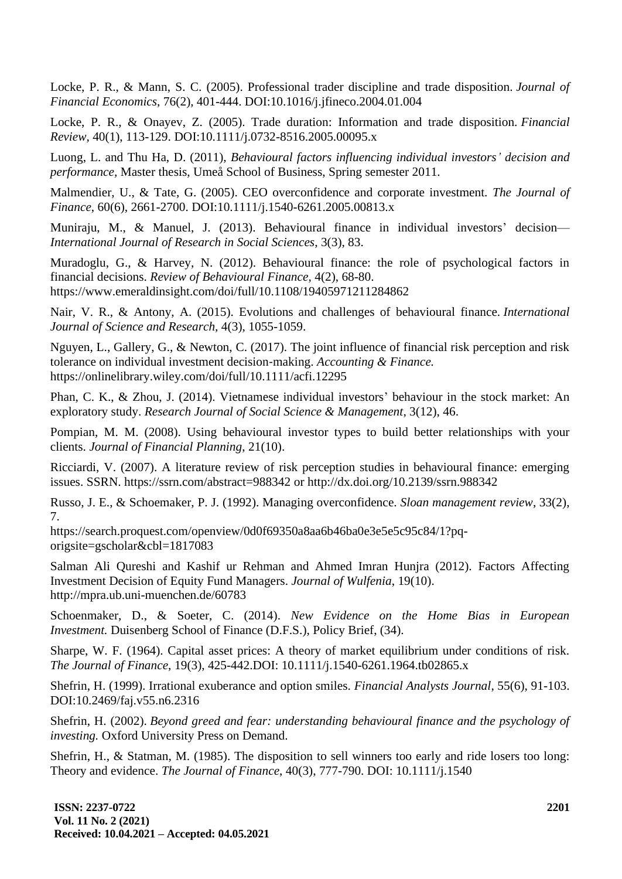Locke, P. R., & Mann, S. C. (2005). Professional trader discipline and trade disposition. *Journal of Financial Economics*, 76(2), 401-444. DOI:10.1016/j.jfineco.2004.01.004

Locke, P. R., & Onayev, Z. (2005). Trade duration: Information and trade disposition. *Financial Review*, 40(1), 113-129. DOI:10.1111/j.0732-8516.2005.00095.x

Luong, L. and Thu Ha, D. (2011), *Behavioural factors influencing individual investors' decision and performance*, Master thesis, Umeå School of Business, Spring semester 2011.

Malmendier, U., & Tate, G. (2005). CEO overconfidence and corporate investment. *The Journal of Finance*, 60(6), 2661-2700. DOI:10.1111/j.1540-6261.2005.00813.x

Muniraju, M., & Manuel, J. (2013). Behavioural finance in individual investors' decision—*International Journal of Research in Social Sciences*, 3(3), 83.

Muradoglu, G., & Harvey, N. (2012). Behavioural finance: the role of psychological factors in financial decisions. *Review of Behavioural Finance*, 4(2), 68-80. https://www.emeraldinsight.com/doi/full/10.1108/19405971211284862

Nair, V. R., & Antony, A. (2015). Evolutions and challenges of behavioural finance. *International Journal of Science and Research*, 4(3), 1055-1059.

Nguyen, L., Gallery, G., & Newton, C. (2017). The joint influence of financial risk perception and risk tolerance on individual investment decision‐making. *Accounting & Finance.* https://onlinelibrary.wiley.com/doi/full/10.1111/acfi.12295

Phan, C. K., & Zhou, J. (2014). Vietnamese individual investors' behaviour in the stock market: An exploratory study. *Research Journal of Social Science & Management*, 3(12), 46.

Pompian, M. M. (2008). Using behavioural investor types to build better relationships with your clients. *Journal of Financial Planning*, 21(10).

Ricciardi, V. (2007). A literature review of risk perception studies in behavioural finance: emerging issues. SSRN. https://ssrn.com/abstract=988342 or http://dx.doi.org/10.2139/ssrn.988342

Russo, J. E., & Schoemaker, P. J. (1992). Managing overconfidence. *Sloan management review*, 33(2), 7. https://search.proquest.com/openview/0d0f69350a8aa6b46ba0e3e5e5c95c84/1?pq-origsite=gscholar&cbl=1817083

Salman Ali Qureshi and Kashif ur Rehman and Ahmed Imran Hunjra (2012). Factors Affecting Investment Decision of Equity Fund Managers. *Journal of Wulfenia*, 19(10). http://mpra.ub.uni-muenchen.de/60783

Schoenmaker, D., & Soeter, C. (2014). *New Evidence on the Home Bias in European Investment.* Duisenberg School of Finance (D.F.S.), Policy Brief, (34).

Sharpe, W. F. (1964). Capital asset prices: A theory of market equilibrium under conditions of risk. *The Journal of Finance*, 19(3), 425-442.DOI: 10.1111/j.1540-6261.1964.tb02865.x

Shefrin, H. (1999). Irrational exuberance and option smiles. *Financial Analysts Journal*, 55(6), 91-103. DOI:10.2469/faj.v55.n6.2316

Shefrin, H. (2002). *Beyond greed and fear: understanding behavioural finance and the psychology of investing.* Oxford University Press on Demand.

Shefrin, H., & Statman, M. (1985). The disposition to sell winners too early and ride losers too long: Theory and evidence. *The Journal of Finance*, 40(3), 777-790. DOI: 10.1111/j.1540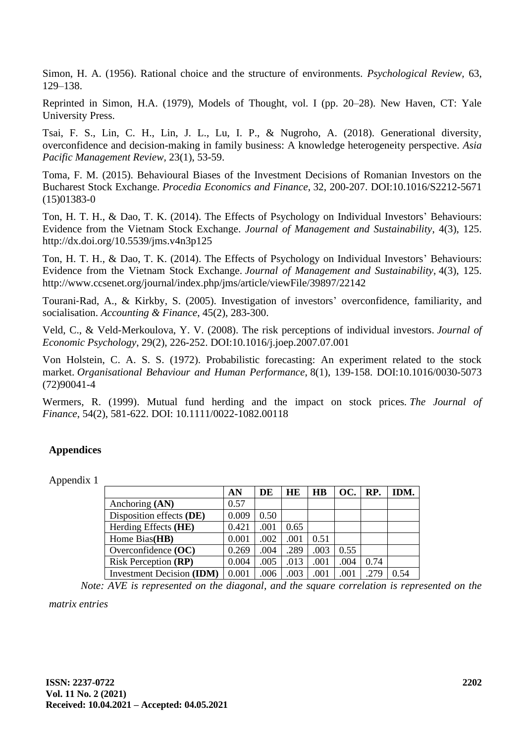Simon, H. A. (1956). Rational choice and the structure of environments. *Psychological Review*, 63, 129–138.

Reprinted in Simon, H.A. (1979), Models of Thought, vol. I (pp. 20–28). New Haven, CT: Yale University Press.

Tsai, F. S., Lin, C. H., Lin, J. L., Lu, I. P., & Nugroho, A. (2018). Generational diversity, overconfidence and decision-making in family business: A knowledge heterogeneity perspective. *Asia Pacific Management Review*, 23(1), 53-59.

Toma, F. M. (2015). Behavioural Biases of the Investment Decisions of Romanian Investors on the Bucharest Stock Exchange. *Procedia Economics and Finance*, 32, 200-207. DOI:10.1016/S2212-5671 (15)01383-0

Ton, H. T. H., & Dao, T. K. (2014). The Effects of Psychology on Individual Investors' Behaviours: Evidence from the Vietnam Stock Exchange. *Journal of Management and Sustainability*, 4(3), 125. http://dx.doi.org/10.5539/jms.v4n3p125

Ton, H. T. H., & Dao, T. K. (2014). The Effects of Psychology on Individual Investors' Behaviours: Evidence from the Vietnam Stock Exchange. *Journal of Management and Sustainability*, 4(3), 125. http://www.ccsenet.org/journal/index.php/jms/article/viewFile/39897/22142

Tourani-Rad, A., & Kirkby, S. (2005). Investigation of investors' overconfidence, familiarity, and socialisation. *Accounting & Finance*, 45(2), 283-300.

Veld, C., & Veld-Merkoulova, Y. V. (2008). The risk perceptions of individual investors. *Journal of Economic Psychology*, 29(2), 226-252. DOI:10.1016/j.joep.2007.07.001

Von Holstein, C. A. S. S. (1972). Probabilistic forecasting: An experiment related to the stock market. *Organisational Behaviour and Human Performance*, 8(1), 139-158. DOI:10.1016/0030-5073 (72)90041-4

Wermers, R. (1999). Mutual fund herding and the impact on stock prices. *The Journal of Finance*, 54(2), 581-622. DOI: 10.1111/0022-1082.00118

## Appendices

Appendix 1

| | **AN** | **DE** | **HE** | **HB** | **OC.** | **RP.** | **IDM.** |
|---|---|---|---|---|---|---|---|
| Anchoring **(AN)** | 0.57 | | | | | | |
| Disposition effects **(DE)** | 0.009 | 0.50 | | | | | |
| Herding Effects **(HE)** | 0.421 | .001 | 0.65 | | | | |
| Home Bias**(HB)** | 0.001 | .002 | .001 | 0.51 | | | |
| Overconfidence **(OC)** | 0.269 | .004 | .289 | .003 | 0.55 | | |
| Risk Perception **(RP)** | 0.004 | .005 | .013 | .001 | .004 | 0.74 | |
| Investment Decision **(IDM)** | 0.001 | .006 | .003 | .001 | .001 | .279 | 0.54 |

*Note: AVE is represented on the diagonal, and the square correlation is represented on the matrix entries*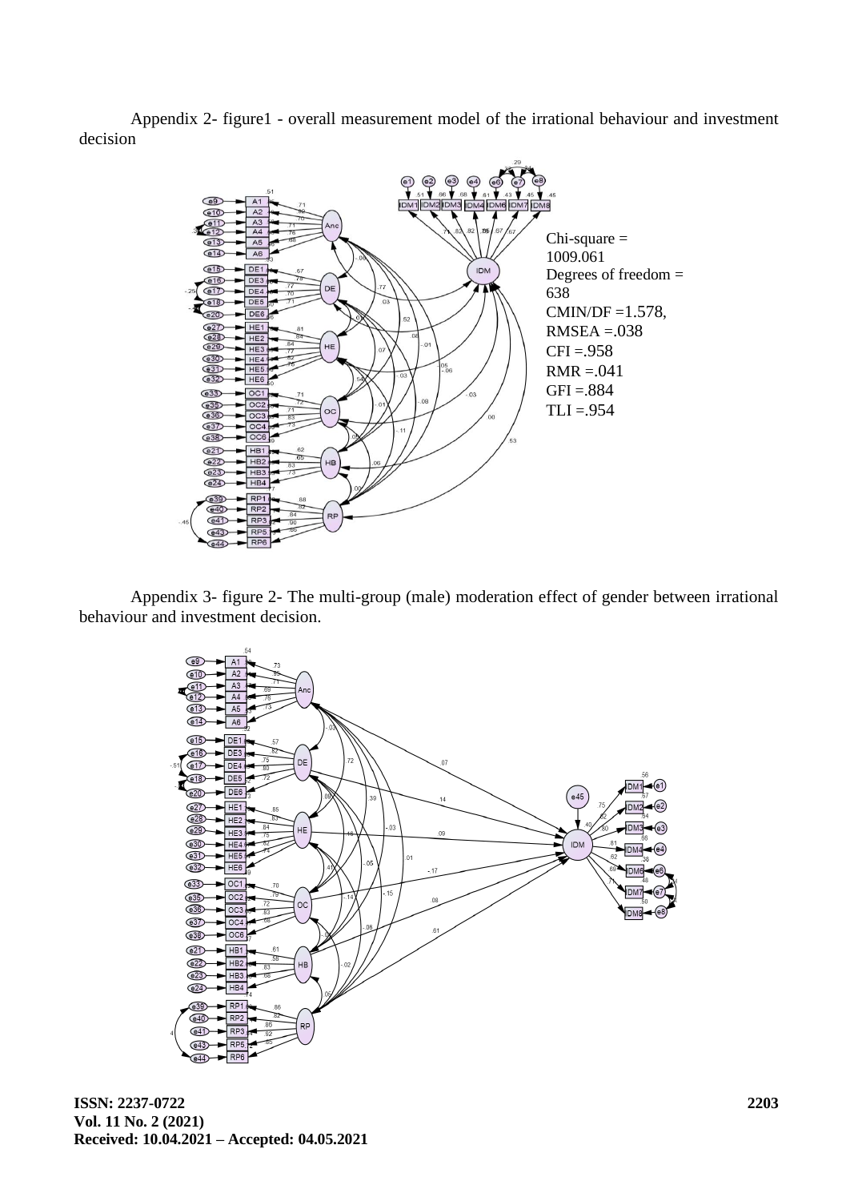Appendix 2- figure1 - overall measurement model of the irrational behaviour and investment decision

Chi-square = 1009.061
Degrees of freedom = 638
CMIN/DF =1.578,
RMSEA =.038
CFI =.958
RMR =.041
GFI =.884
TLI =.954

Appendix 3- figure 2- The multi-group (male) moderation effect of gender between irrational behaviour and investment decision.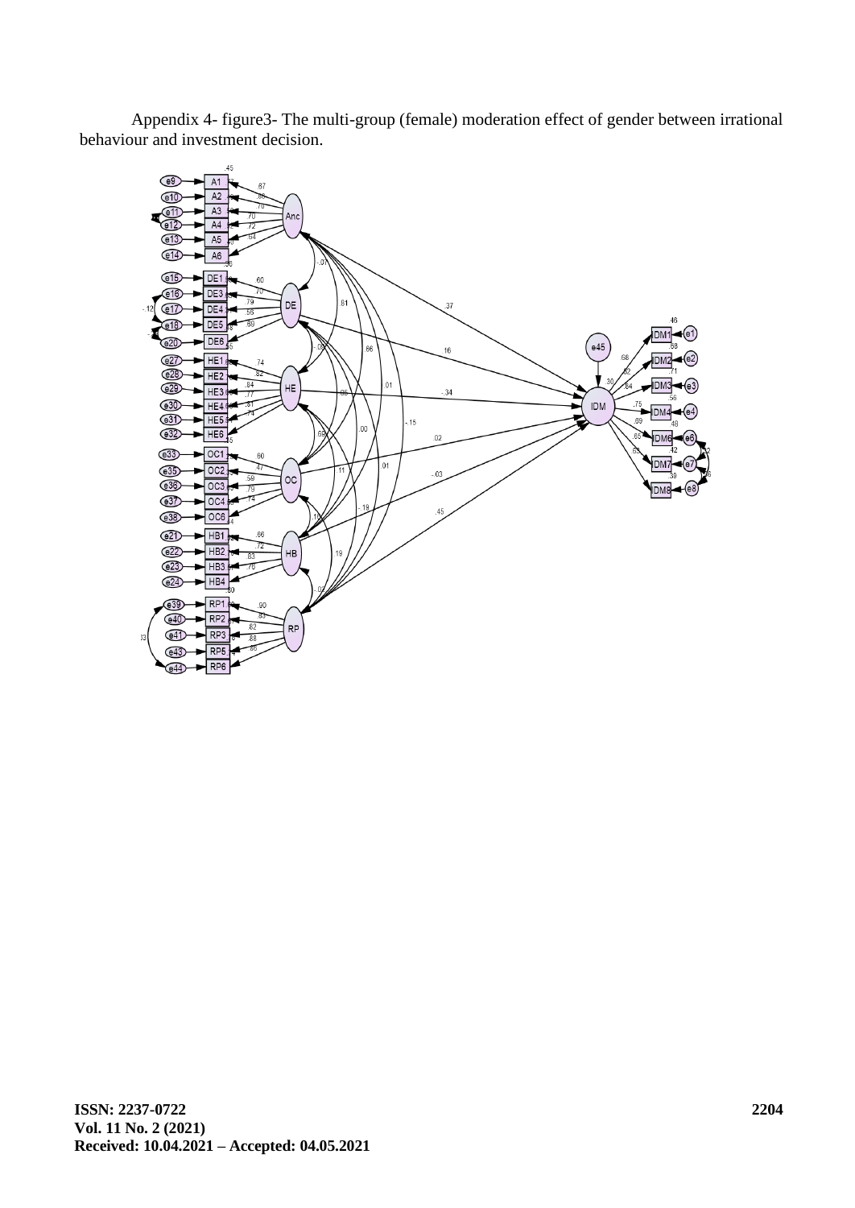Appendix 4- figure3- The multi-group (female) moderation effect of gender between irrational behaviour and investment decision.

.45
e9 A1 .87
e10 A2 .88
e11 A3 .76
e12 A4 .70
e13 A5 .72
e14 A6 .64
Anc
-.07
e15 DE1 .60
e16 DE3 .70
-.12 e17 DE4 .79
e18 DE5 .56
e20 DE6 .69
DE
.81
.37
.66
.16
e27 HE1 .74
e28 HE2 .82
e29 HE3 .64
e30 HE4 .77
e31 HE5 .81
e32 HE6 .74
HE
.01
-.34
.00
-.15
e33 OC1 .60
e35 OC2 .47
e36 OC3 .59
e37 OC4 .79
e38 OC6 .74
OC
.02
.11
.01
-.03
e21 HB1 .66
e22 HB2 .72
e23 HB3 .83
e24 HB4 .76
HB
.19
.19
.45
-.02
e39 RP1 .90
e40 RP2 .83
e41 RP3 .82
e43 RP5 .88
e44 RP6 .86
.33
RP
e45
IDM
.46
IDM1 e1 .68
.68
IDM2 e2 .82
.71
IDM3 e3 .84
.56
IDM4 e4 .75
.48
IDM6 e6 .69
.42
IDM7 e7 .65
.39
IDM8 e8 .63
.30